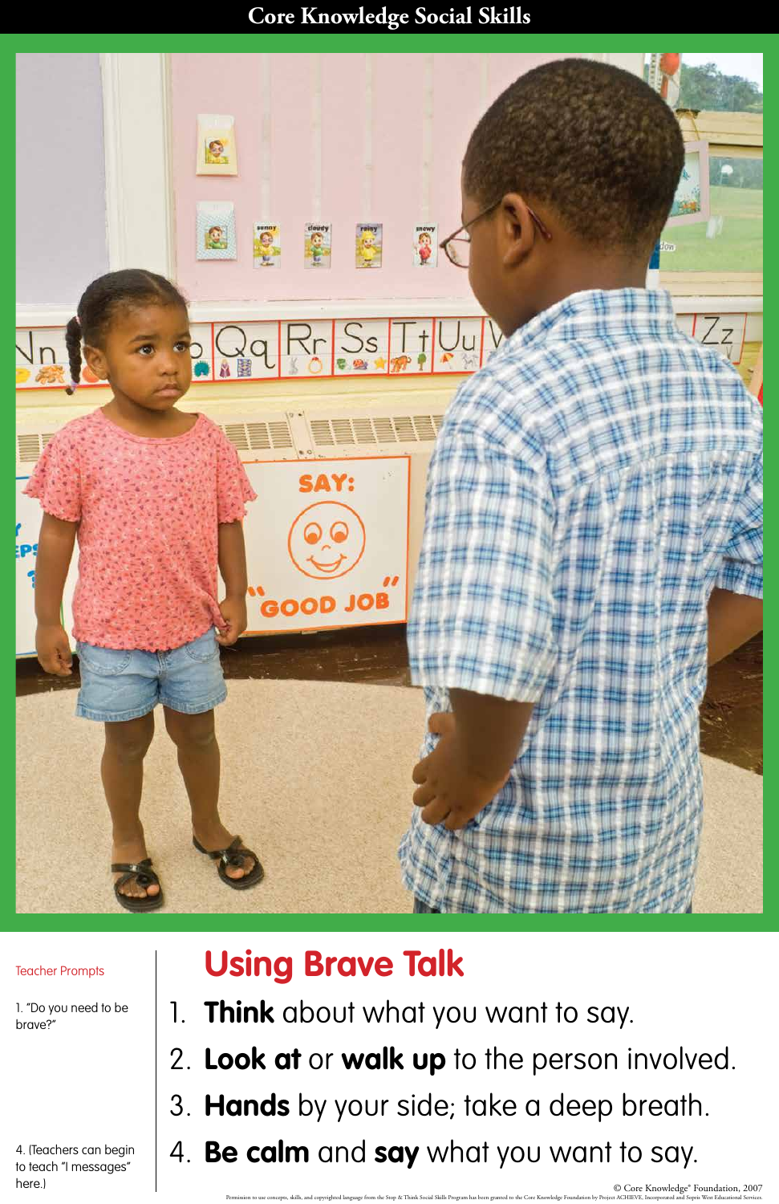# Core Knowledge Social Skills

Teacher Prompts

1. "Do you need to be brave?"

4. (Teachers can begin to teach "I messages" here.)

## Using Brave Talk

1. **Think** about what you want to say.
2. **Look at** or **walk up** to the person involved.
3. **Hands** by your side; take a deep breath.
4. **Be calm** and **say** what you want to say.

© Core Knowledge® Foundation, 2007

Permission to use concepts, skills, and copyrighted language from the Stop & Think Social Skills Program has been granted to the Core Knowledge Foundation by Project ACHIEVE, Incorporated and Sopris West Educational Services.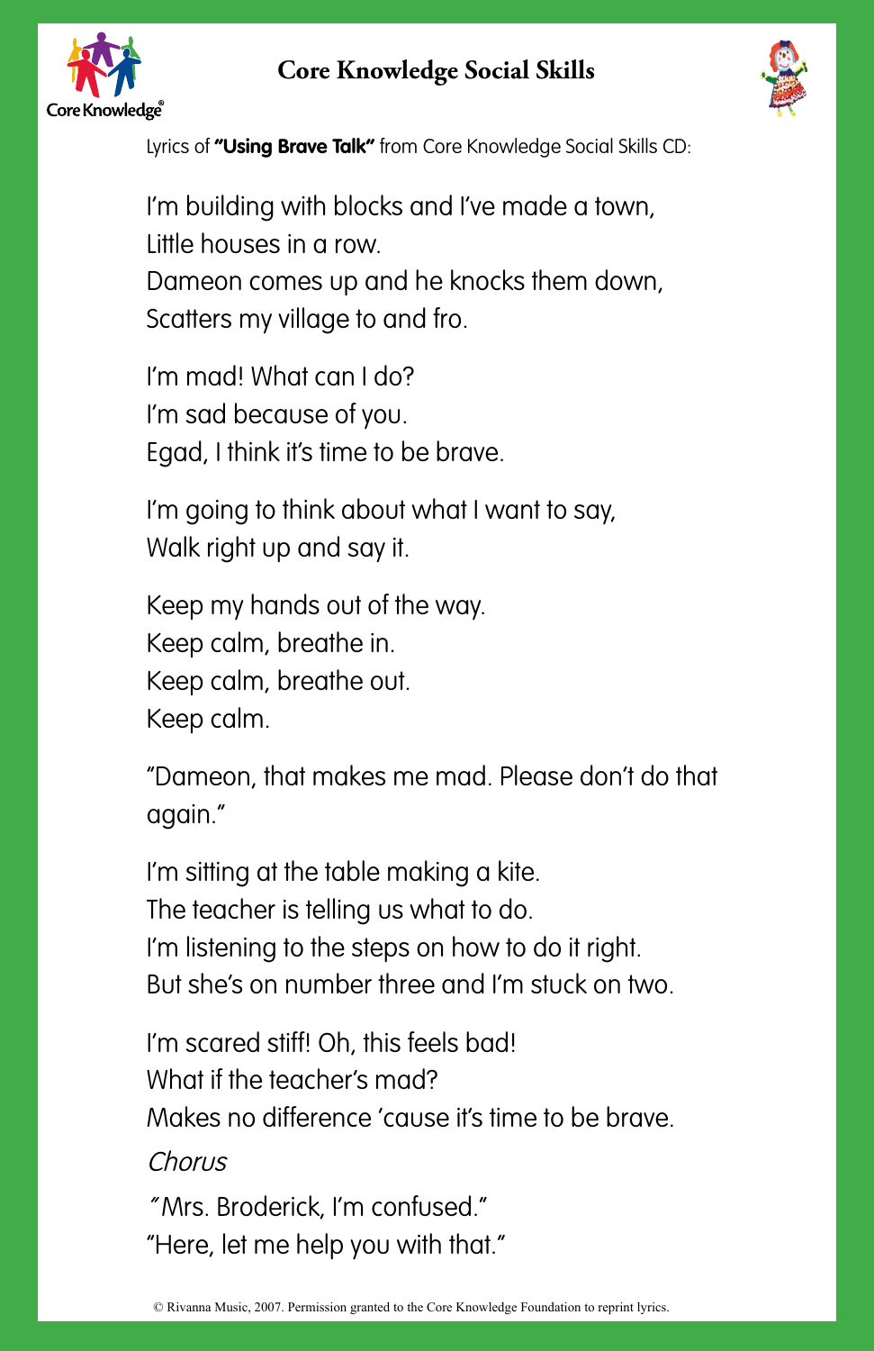# Core Knowledge Social Skills

Lyrics of **"Using Brave Talk"** from Core Knowledge Social Skills CD:

I'm building with blocks and I've made a town,
Little houses in a row.
Dameon comes up and he knocks them down,
Scatters my village to and fro.

I'm mad! What can I do?
I'm sad because of you.
Egad, I think it's time to be brave.

I'm going to think about what I want to say,
Walk right up and say it.

Keep my hands out of the way.
Keep calm, breathe in.
Keep calm, breathe out.
Keep calm.

"Dameon, that makes me mad. Please don't do that again."

I'm sitting at the table making a kite.
The teacher is telling us what to do.
I'm listening to the steps on how to do it right.
But she's on number three and I'm stuck on two.

I'm scared stiff! Oh, this feels bad!
What if the teacher's mad?
Makes no difference 'cause it's time to be brave.

*Chorus*

"Mrs. Broderick, I'm confused."
"Here, let me help you with that."

© Rivanna Music, 2007. Permission granted to the Core Knowledge Foundation to reprint lyrics.